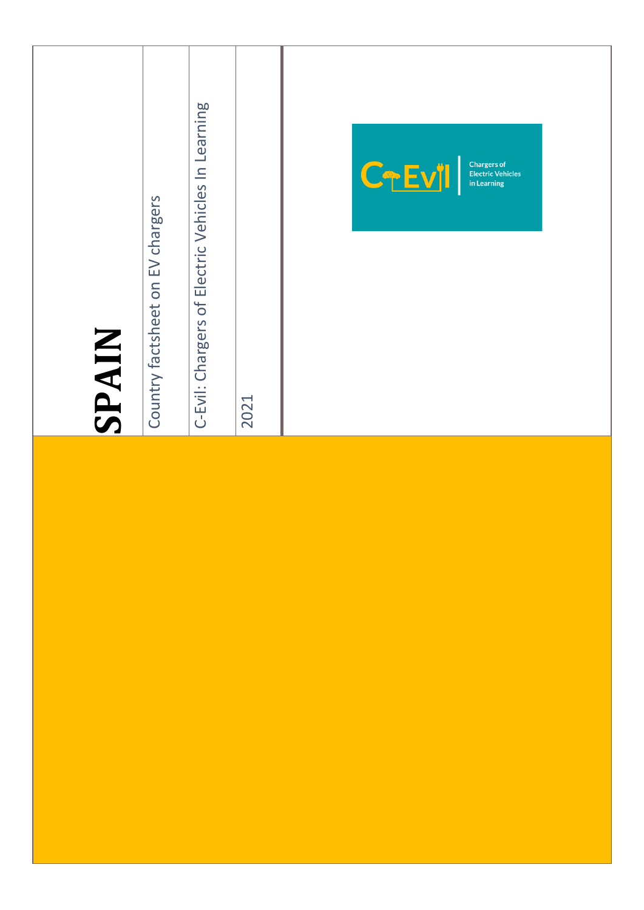# SPAIN

Country factsheet on EV chargers

C-Evil: Chargers of Electric Vehicles In Learning

2021

C-EVIL Chargers of Electric Vehicles in Learning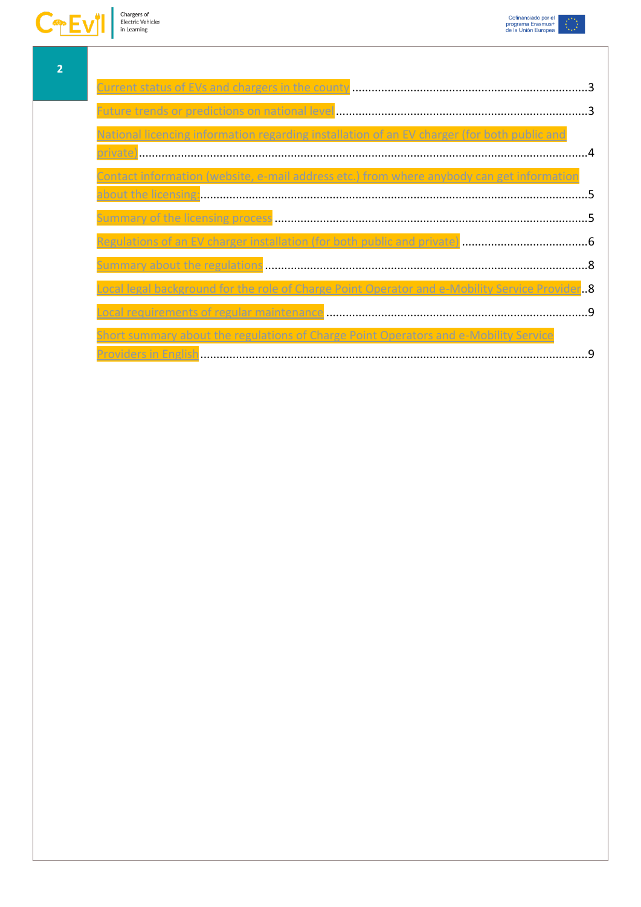Current status of EVs and chargers in the county .......... 3

Future trends or predictions on national level .......... 3

National licencing information regarding installation of an EV charger (for both public and private) .......... 4

Contact information (website, e-mail address etc.) from where anybody can get information about the licensing .......... 5

Summary of the licensing process .......... 5

Regulations of an EV charger installation (for both public and private) .......... 6

Summary about the regulations .......... 8

Local legal background for the role of Charge Point Operator and e-Mobility Service Provider .......... 8

Local requirements of regular maintenance .......... 9

Short summary about the regulations of Charge Point Operators and e-Mobility Service Providers in English .......... 9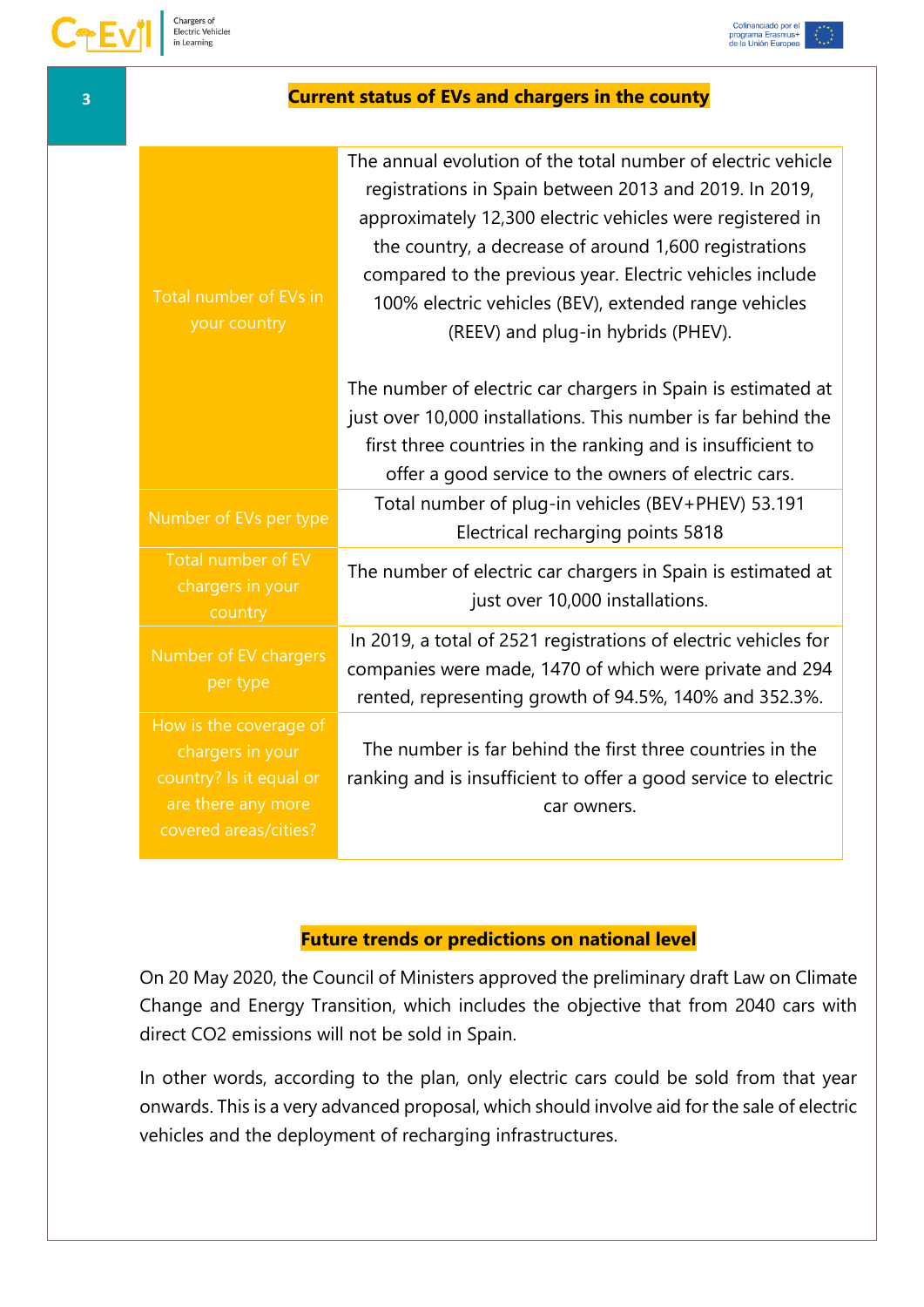## Current status of EVs and chargers in the county

| | |
|---|---|
| Total number of EVs in your country | The annual evolution of the total number of electric vehicle registrations in Spain between 2013 and 2019. In 2019, approximately 12,300 electric vehicles were registered in the country, a decrease of around 1,600 registrations compared to the previous year. Electric vehicles include 100% electric vehicles (BEV), extended range vehicles (REEV) and plug-in hybrids (PHEV).<br><br>The number of electric car chargers in Spain is estimated at just over 10,000 installations. This number is far behind the first three countries in the ranking and is insufficient to offer a good service to the owners of electric cars. |
| Number of EVs per type | Total number of plug-in vehicles (BEV+PHEV) 53.191<br>Electrical recharging points 5818 |
| Total number of EV chargers in your country | The number of electric car chargers in Spain is estimated at just over 10,000 installations. |
| Number of EV chargers per type | In 2019, a total of 2521 registrations of electric vehicles for companies were made, 1470 of which were private and 294 rented, representing growth of 94.5%, 140% and 352.3%. |
| How is the coverage of chargers in your country? Is it equal or are there any more covered areas/cities? | The number is far behind the first three countries in the ranking and is insufficient to offer a good service to electric car owners. |

## Future trends or predictions on national level

On 20 May 2020, the Council of Ministers approved the preliminary draft Law on Climate Change and Energy Transition, which includes the objective that from 2040 cars with direct $CO_2$ emissions will not be sold in Spain.

In other words, according to the plan, only electric cars could be sold from that year onwards. This is a very advanced proposal, which should involve aid for the sale of electric vehicles and the deployment of recharging infrastructures.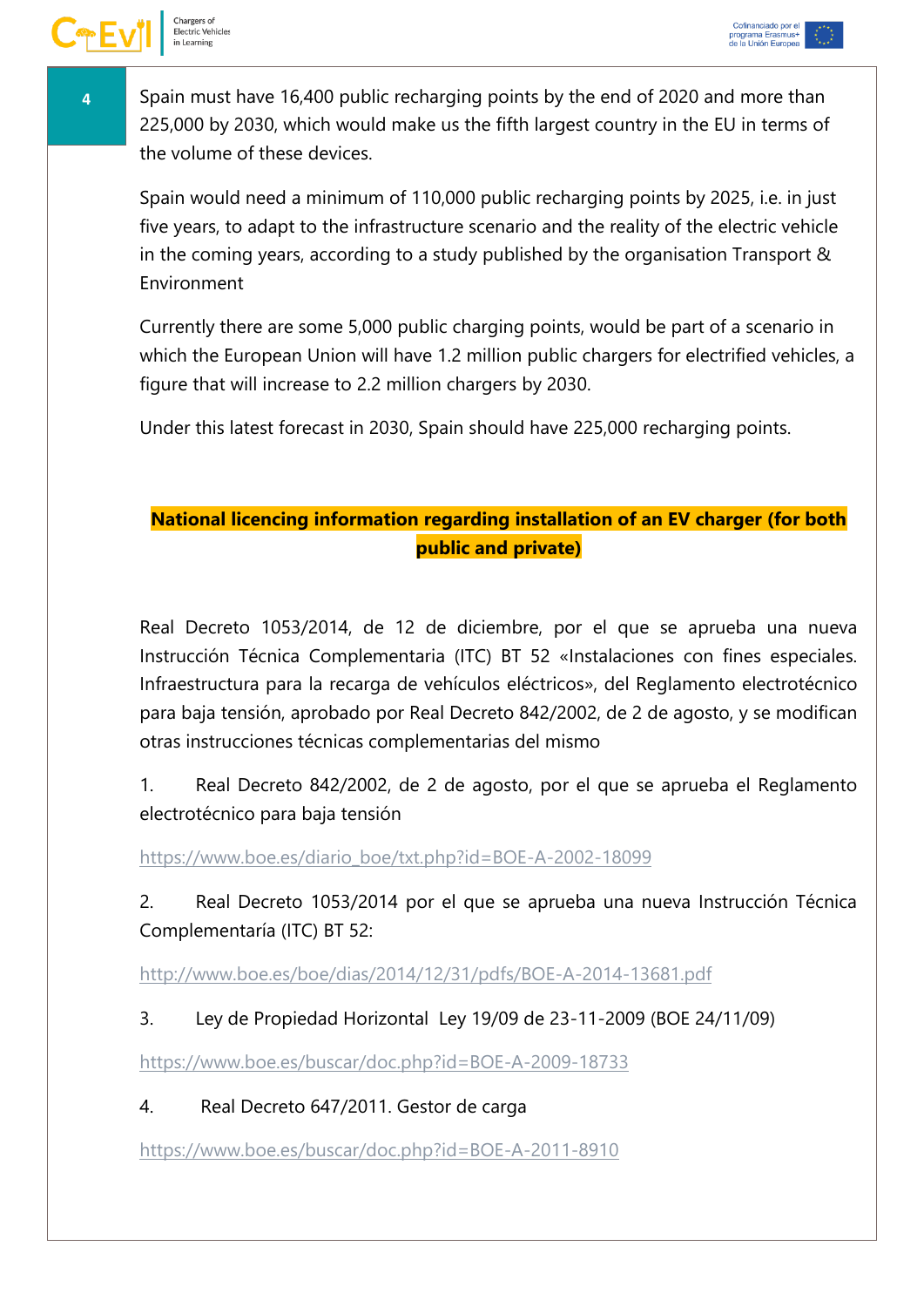Spain must have 16,400 public recharging points by the end of 2020 and more than 225,000 by 2030, which would make us the fifth largest country in the EU in terms of the volume of these devices.

Spain would need a minimum of 110,000 public recharging points by 2025, i.e. in just five years, to adapt to the infrastructure scenario and the reality of the electric vehicle in the coming years, according to a study published by the organisation Transport & Environment

Currently there are some 5,000 public charging points, would be part of a scenario in which the European Union will have 1.2 million public chargers for electrified vehicles, a figure that will increase to 2.2 million chargers by 2030.

Under this latest forecast in 2030, Spain should have 225,000 recharging points.

## National licencing information regarding installation of an EV charger (for both public and private)

Real Decreto 1053/2014, de 12 de diciembre, por el que se aprueba una nueva Instrucción Técnica Complementaria (ITC) BT 52 «Instalaciones con fines especiales. Infraestructura para la recarga de vehículos eléctricos», del Reglamento electrotécnico para baja tensión, aprobado por Real Decreto 842/2002, de 2 de agosto, y se modifican otras instrucciones técnicas complementarias del mismo

1. Real Decreto 842/2002, de 2 de agosto, por el que se aprueba el Reglamento electrotécnico para baja tensión

https://www.boe.es/diario_boe/txt.php?id=BOE-A-2002-18099

2. Real Decreto 1053/2014 por el que se aprueba una nueva Instrucción Técnica Complementaría (ITC) BT 52:

http://www.boe.es/boe/dias/2014/12/31/pdfs/BOE-A-2014-13681.pdf

3. Ley de Propiedad Horizontal Ley 19/09 de 23-11-2009 (BOE 24/11/09)

https://www.boe.es/buscar/doc.php?id=BOE-A-2009-18733

4. Real Decreto 647/2011. Gestor de carga

https://www.boe.es/buscar/doc.php?id=BOE-A-2011-8910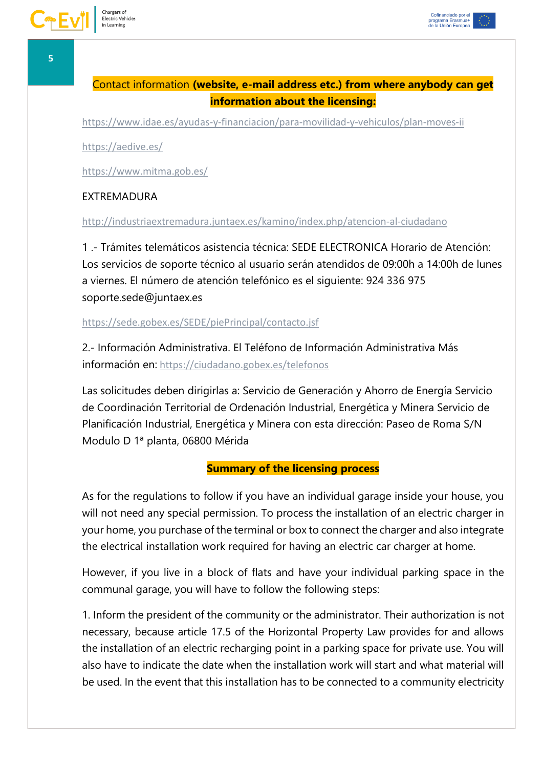Contact information **(website, e-mail address etc.) from where anybody can get information about the licensing:**

https://www.idae.es/ayudas-y-financiacion/para-movilidad-y-vehiculos/plan-moves-ii

https://aedive.es/

https://www.mitma.gob.es/

EXTREMADURA

http://industriaextremadura.juntaex.es/kamino/index.php/atencion-al-ciudadano

1 .- Trámites telemáticos asistencia técnica: SEDE ELECTRONICA Horario de Atención: Los servicios de soporte técnico al usuario serán atendidos de 09:00h a 14:00h de lunes a viernes. El número de atención telefónico es el siguiente: 924 336 975 soporte.sede@juntaex.es

https://sede.gobex.es/SEDE/piePrincipal/contacto.jsf

2.- Información Administrativa. El Teléfono de Información Administrativa Más información en: https://ciudadano.gobex.es/telefonos

Las solicitudes deben dirigirlas a: Servicio de Generación y Ahorro de Energía Servicio de Coordinación Territorial de Ordenación Industrial, Energética y Minera Servicio de Planificación Industrial, Energética y Minera con esta dirección: Paseo de Roma S/N Modulo D 1ª planta, 06800 Mérida

**Summary of the licensing process**

As for the regulations to follow if you have an individual garage inside your house, you will not need any special permission. To process the installation of an electric charger in your home, you purchase of the terminal or box to connect the charger and also integrate the electrical installation work required for having an electric car charger at home.

However, if you live in a block of flats and have your individual parking space in the communal garage, you will have to follow the following steps:

1. Inform the president of the community or the administrator. Their authorization is not necessary, because article 17.5 of the Horizontal Property Law provides for and allows the installation of an electric recharging point in a parking space for private use. You will also have to indicate the date when the installation work will start and what material will be used. In the event that this installation has to be connected to a community electricity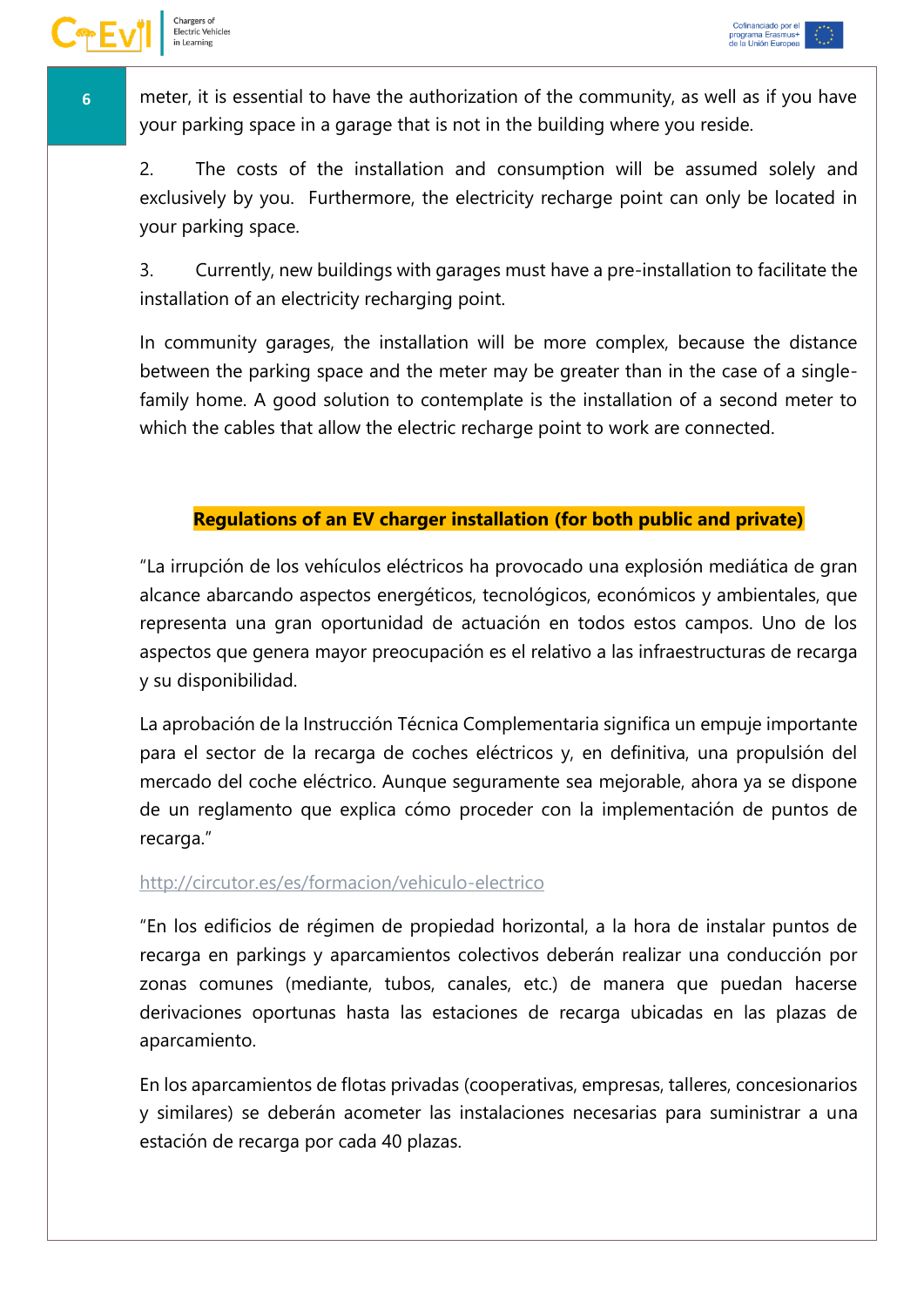meter, it is essential to have the authorization of the community, as well as if you have your parking space in a garage that is not in the building where you reside.

2. The costs of the installation and consumption will be assumed solely and exclusively by you. Furthermore, the electricity recharge point can only be located in your parking space.

3. Currently, new buildings with garages must have a pre-installation to facilitate the installation of an electricity recharging point.

In community garages, the installation will be more complex, because the distance between the parking space and the meter may be greater than in the case of a single-family home. A good solution to contemplate is the installation of a second meter to which the cables that allow the electric recharge point to work are connected.

## Regulations of an EV charger installation (for both public and private)

"La irrupción de los vehículos eléctricos ha provocado una explosión mediática de gran alcance abarcando aspectos energéticos, tecnológicos, económicos y ambientales, que representa una gran oportunidad de actuación en todos estos campos. Uno de los aspectos que genera mayor preocupación es el relativo a las infraestructuras de recarga y su disponibilidad.

La aprobación de la Instrucción Técnica Complementaria significa un empuje importante para el sector de la recarga de coches eléctricos y, en definitiva, una propulsión del mercado del coche eléctrico. Aunque seguramente sea mejorable, ahora ya se dispone de un reglamento que explica cómo proceder con la implementación de puntos de recarga."

http://circutor.es/es/formacion/vehiculo-electrico

"En los edificios de régimen de propiedad horizontal, a la hora de instalar puntos de recarga en parkings y aparcamientos colectivos deberán realizar una conducción por zonas comunes (mediante, tubos, canales, etc.) de manera que puedan hacerse derivaciones oportunas hasta las estaciones de recarga ubicadas en las plazas de aparcamiento.

En los aparcamientos de flotas privadas (cooperativas, empresas, talleres, concesionarios y similares) se deberán acometer las instalaciones necesarias para suministrar a una estación de recarga por cada 40 plazas.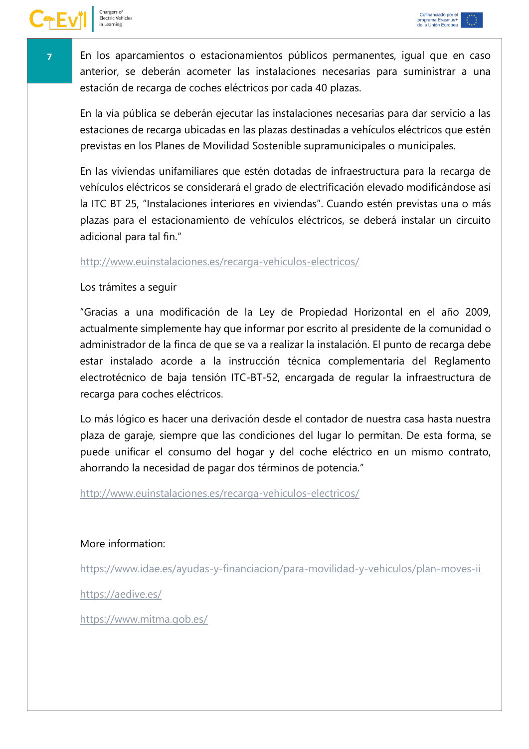En los aparcamientos o estacionamientos públicos permanentes, igual que en caso anterior, se deberán acometer las instalaciones necesarias para suministrar a una estación de recarga de coches eléctricos por cada 40 plazas.

En la vía pública se deberán ejecutar las instalaciones necesarias para dar servicio a las estaciones de recarga ubicadas en las plazas destinadas a vehículos eléctricos que estén previstas en los Planes de Movilidad Sostenible supramunicipales o municipales.

En las viviendas unifamiliares que estén dotadas de infraestructura para la recarga de vehículos eléctricos se considerará el grado de electrificación elevado modificándose así la ITC BT 25, "Instalaciones interiores en viviendas". Cuando estén previstas una o más plazas para el estacionamiento de vehículos eléctricos, se deberá instalar un circuito adicional para tal fin."

http://www.euinstalaciones.es/recarga-vehiculos-electricos/

Los trámites a seguir

"Gracias a una modificación de la Ley de Propiedad Horizontal en el año 2009, actualmente simplemente hay que informar por escrito al presidente de la comunidad o administrador de la finca de que se va a realizar la instalación. El punto de recarga debe estar instalado acorde a la instrucción técnica complementaria del Reglamento electrotécnico de baja tensión ITC-BT-52, encargada de regular la infraestructura de recarga para coches eléctricos.

Lo más lógico es hacer una derivación desde el contador de nuestra casa hasta nuestra plaza de garaje, siempre que las condiciones del lugar lo permitan. De esta forma, se puede unificar el consumo del hogar y del coche eléctrico en un mismo contrato, ahorrando la necesidad de pagar dos términos de potencia."

http://www.euinstalaciones.es/recarga-vehiculos-electricos/

More information:

https://www.idae.es/ayudas-y-financiacion/para-movilidad-y-vehiculos/plan-moves-ii

https://aedive.es/

https://www.mitma.gob.es/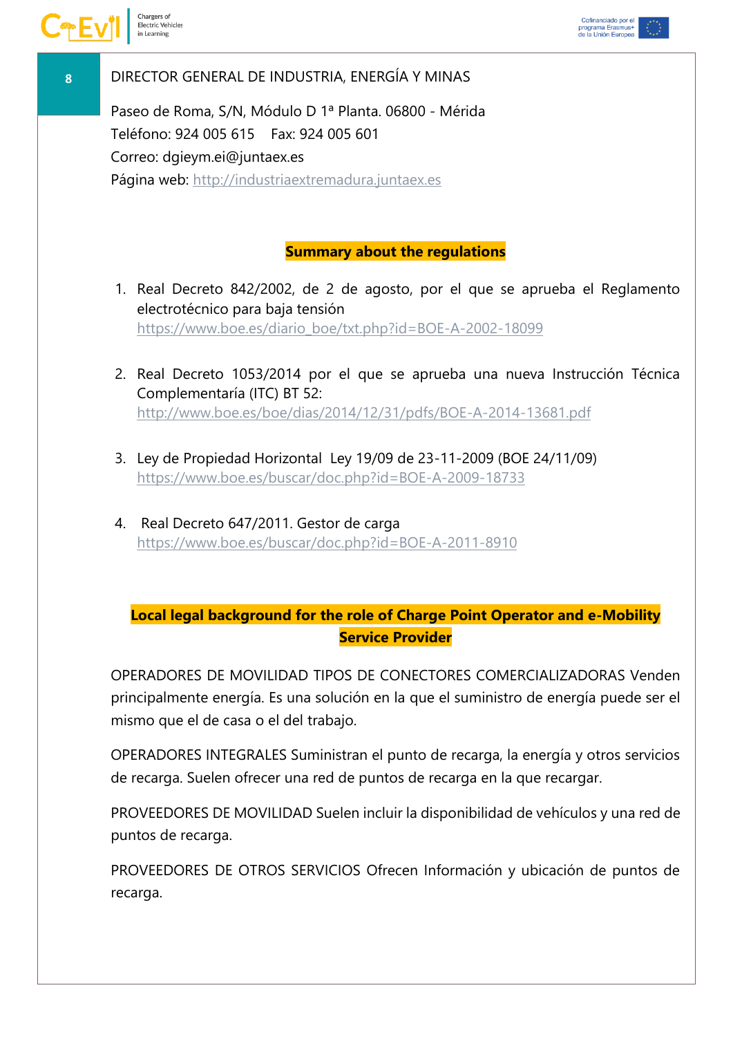DIRECTOR GENERAL DE INDUSTRIA, ENERGÍA Y MINAS

Paseo de Roma, S/N, Módulo D 1ª Planta. 06800 - Mérida
Teléfono: 924 005 615 Fax: 924 005 601
Correo: dgieym.ei@juntaex.es
Página web: http://industriaextremadura.juntaex.es

## Summary about the regulations

1. Real Decreto 842/2002, de 2 de agosto, por el que se aprueba el Reglamento electrotécnico para baja tensión
   https://www.boe.es/diario_boe/txt.php?id=BOE-A-2002-18099

2. Real Decreto 1053/2014 por el que se aprueba una nueva Instrucción Técnica Complementaría (ITC) BT 52:
   http://www.boe.es/boe/dias/2014/12/31/pdfs/BOE-A-2014-13681.pdf

3. Ley de Propiedad Horizontal Ley 19/09 de 23-11-2009 (BOE 24/11/09)
   https://www.boe.es/buscar/doc.php?id=BOE-A-2009-18733

4. Real Decreto 647/2011. Gestor de carga
   https://www.boe.es/buscar/doc.php?id=BOE-A-2011-8910

## Local legal background for the role of Charge Point Operator and e-Mobility Service Provider

OPERADORES DE MOVILIDAD TIPOS DE CONECTORES COMERCIALIZADORAS Venden principalmente energía. Es una solución en la que el suministro de energía puede ser el mismo que el de casa o el del trabajo.

OPERADORES INTEGRALES Suministran el punto de recarga, la energía y otros servicios de recarga. Suelen ofrecer una red de puntos de recarga en la que recargar.

PROVEEDORES DE MOVILIDAD Suelen incluir la disponibilidad de vehículos y una red de puntos de recarga.

PROVEEDORES DE OTROS SERVICIOS Ofrecen Información y ubicación de puntos de recarga.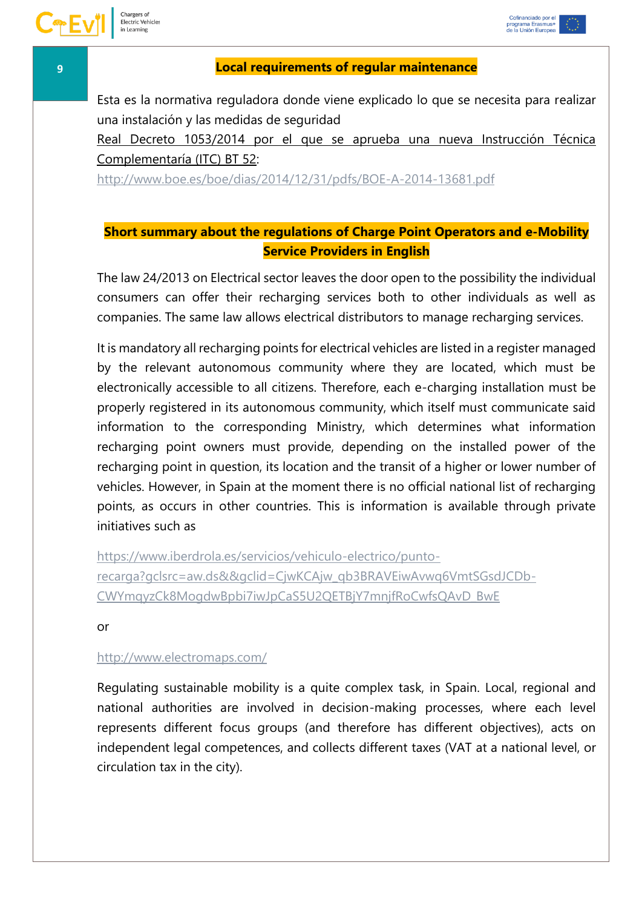## Local requirements of regular maintenance

Esta es la normativa reguladora donde viene explicado lo que se necesita para realizar una instalación y las medidas de seguridad

Real Decreto 1053/2014 por el que se aprueba una nueva Instrucción Técnica Complementaría (ITC) BT 52:

http://www.boe.es/boe/dias/2014/12/31/pdfs/BOE-A-2014-13681.pdf

## Short summary about the regulations of Charge Point Operators and e-Mobility Service Providers in English

The law 24/2013 on Electrical sector leaves the door open to the possibility the individual consumers can offer their recharging services both to other individuals as well as companies. The same law allows electrical distributors to manage recharging services.

It is mandatory all recharging points for electrical vehicles are listed in a register managed by the relevant autonomous community where they are located, which must be electronically accessible to all citizens. Therefore, each e-charging installation must be properly registered in its autonomous community, which itself must communicate said information to the corresponding Ministry, which determines what information recharging point owners must provide, depending on the installed power of the recharging point in question, its location and the transit of a higher or lower number of vehicles. However, in Spain at the moment there is no official national list of recharging points, as occurs in other countries. This is information is available through private initiatives such as

https://www.iberdrola.es/servicios/vehiculo-electrico/punto-recarga?gclsrc=aw.ds&&gclid=CjwKCAjw_qb3BRAVEiwAvwq6VmtSGsdJCDb-CWYmqyzCk8MogdwBpbi7iwJpCaS5U2QETBjY7mnjfRoCwfsQAvD_BwE

or

http://www.electromaps.com/

Regulating sustainable mobility is a quite complex task, in Spain. Local, regional and national authorities are involved in decision-making processes, where each level represents different focus groups (and therefore has different objectives), acts on independent legal competences, and collects different taxes (VAT at a national level, or circulation tax in the city).